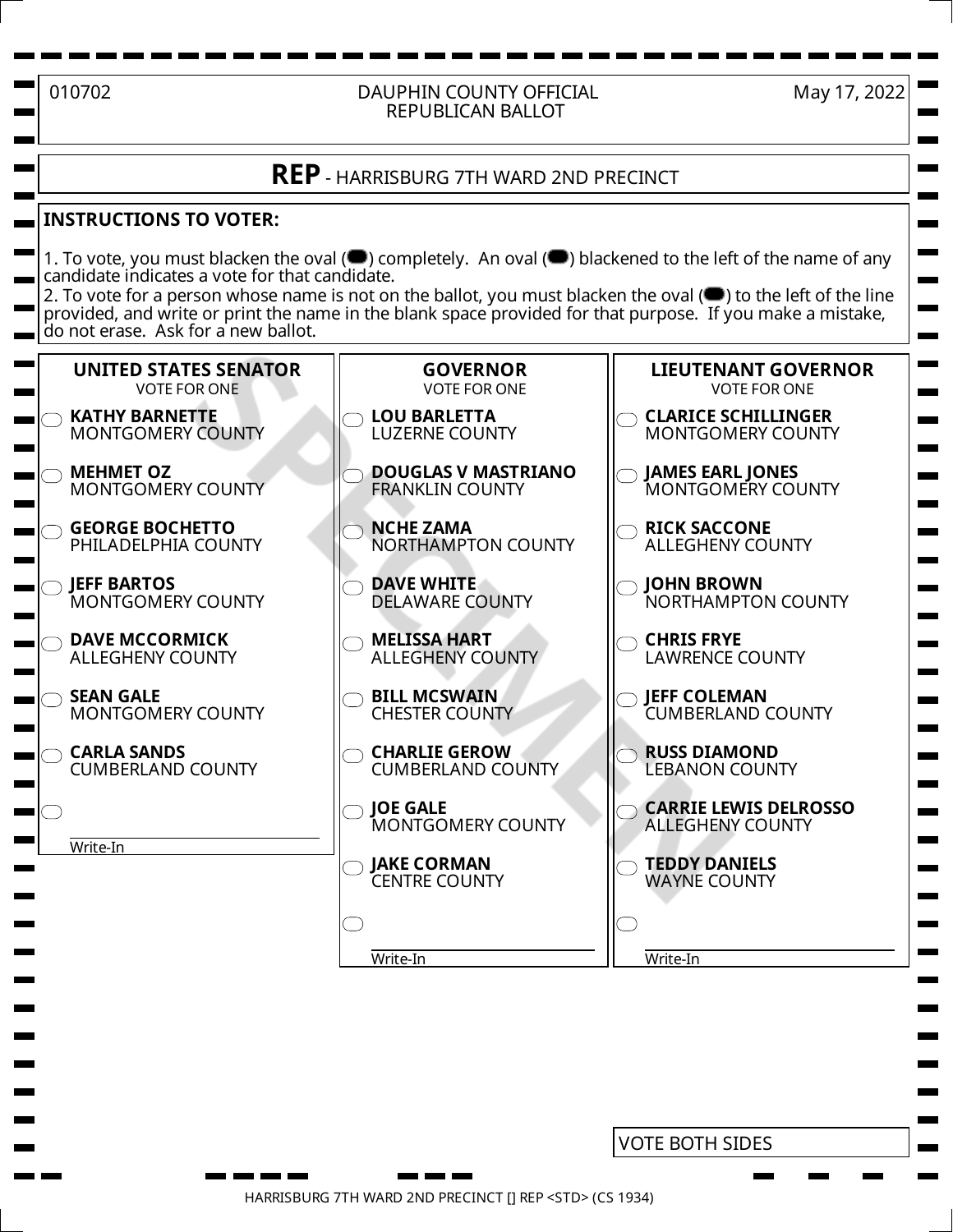010702

DAUPHIN COUNTY OFFICIAL
REPUBLICAN BALLOT

May 17, 2022

# REP - HARRISBURG 7TH WARD 2ND PRECINCT

## INSTRUCTIONS TO VOTER:

1. To vote, you must blacken the oval ( ) completely. An oval ( ) blackened to the left of the name of any candidate indicates a vote for that candidate.
2. To vote for a person whose name is not on the ballot, you must blacken the oval ( ) to the left of the line provided, and write or print the name in the blank space provided for that purpose. If you make a mistake, do not erase. Ask for a new ballot.

## UNITED STATES SENATOR
VOTE FOR ONE

- **KATHY BARNETTE** MONTGOMERY COUNTY
- **MEHMET OZ** MONTGOMERY COUNTY
- **GEORGE BOCHETTO** PHILADELPHIA COUNTY
- **JEFF BARTOS** MONTGOMERY COUNTY
- **DAVE MCCORMICK** ALLEGHENY COUNTY
- **SEAN GALE** MONTGOMERY COUNTY
- **CARLA SANDS** CUMBERLAND COUNTY
- Write-In

## GOVERNOR
VOTE FOR ONE

- **LOU BARLETTA** LUZERNE COUNTY
- **DOUGLAS V MASTRIANO** FRANKLIN COUNTY
- **NCHE ZAMA** NORTHAMPTON COUNTY
- **DAVE WHITE** DELAWARE COUNTY
- **MELISSA HART** ALLEGHENY COUNTY
- **BILL MCSWAIN** CHESTER COUNTY
- **CHARLIE GEROW** CUMBERLAND COUNTY
- **JOE GALE** MONTGOMERY COUNTY
- **JAKE CORMAN** CENTRE COUNTY
- Write-In

## LIEUTENANT GOVERNOR
VOTE FOR ONE

- **CLARICE SCHILLINGER** MONTGOMERY COUNTY
- **JAMES EARL JONES** MONTGOMERY COUNTY
- **RICK SACCONE** ALLEGHENY COUNTY
- **JOHN BROWN** NORTHAMPTON COUNTY
- **CHRIS FRYE** LAWRENCE COUNTY
- **JEFF COLEMAN** CUMBERLAND COUNTY
- **RUSS DIAMOND** LEBANON COUNTY
- **CARRIE LEWIS DELROSSO** ALLEGHENY COUNTY
- **TEDDY DANIELS** WAYNE COUNTY
- Write-In

VOTE BOTH SIDES

HARRISBURG 7TH WARD 2ND PRECINCT [] REP <STD> (CS 1934)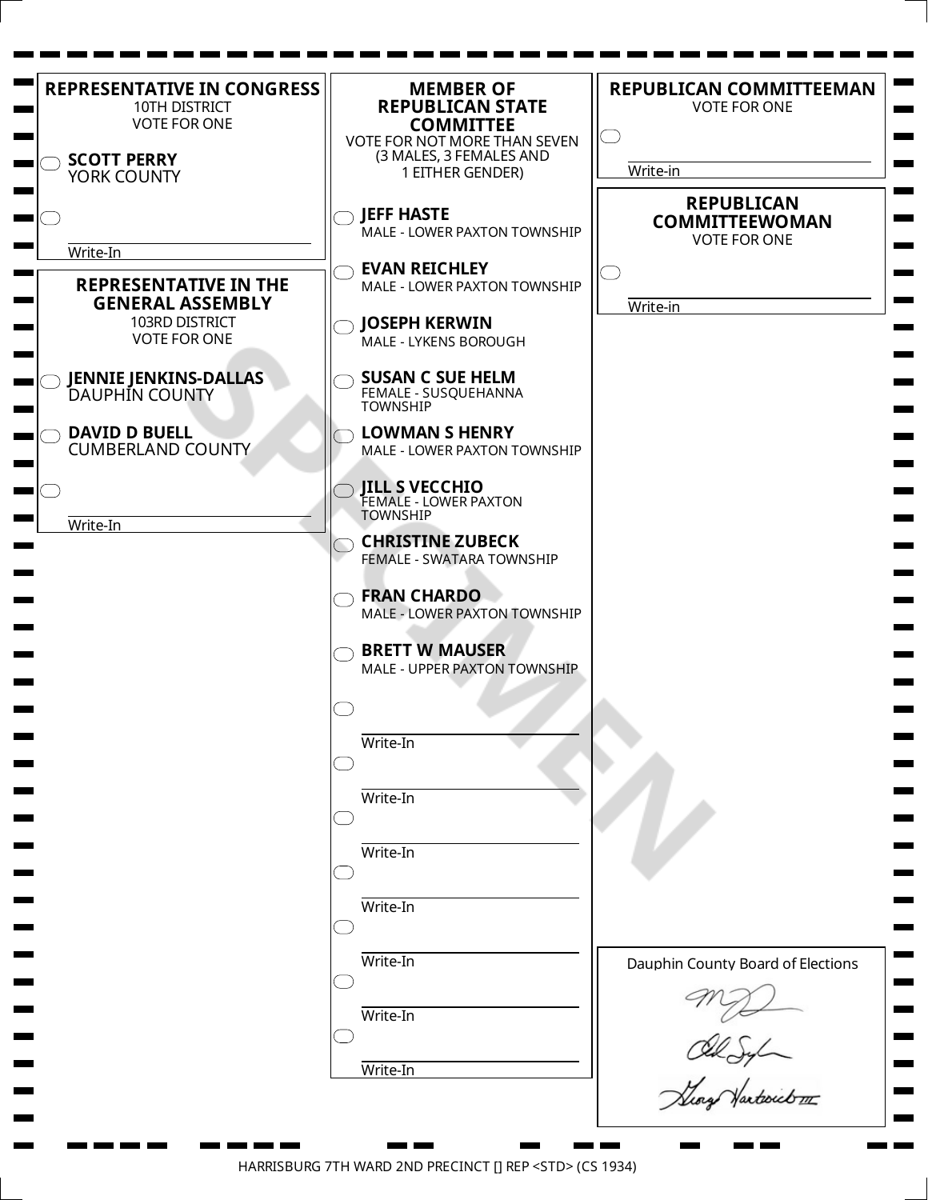## REPRESENTATIVE IN CONGRESS
10TH DISTRICT
VOTE FOR ONE

- **SCOTT PERRY**
  YORK COUNTY
- Write-In

## REPRESENTATIVE IN THE GENERAL ASSEMBLY
103RD DISTRICT
VOTE FOR ONE

- **JENNIE JENKINS-DALLAS**
  DAUPHIN COUNTY
- **DAVID D BUELL**
  CUMBERLAND COUNTY
- Write-In

## MEMBER OF REPUBLICAN STATE COMMITTEE
VOTE FOR NOT MORE THAN SEVEN
(3 MALES, 3 FEMALES AND 1 EITHER GENDER)

- **JEFF HASTE**
  MALE - LOWER PAXTON TOWNSHIP
- **EVAN REICHLEY**
  MALE - LOWER PAXTON TOWNSHIP
- **JOSEPH KERWIN**
  MALE - LYKENS BOROUGH
- **SUSAN C SUE HELM**
  FEMALE - SUSQUEHANNA TOWNSHIP
- **LOWMAN S HENRY**
  MALE - LOWER PAXTON TOWNSHIP
- **JILL S VECCHIO**
  FEMALE - LOWER PAXTON TOWNSHIP
- **CHRISTINE ZUBECK**
  FEMALE - SWATARA TOWNSHIP
- **FRAN CHARDO**
  MALE - LOWER PAXTON TOWNSHIP
- **BRETT W MAUSER**
  MALE - UPPER PAXTON TOWNSHIP
- Write-In
- Write-In
- Write-In
- Write-In
- Write-In
- Write-In
- Write-In

## REPUBLICAN COMMITTEEMAN
VOTE FOR ONE

- Write-in

## REPUBLICAN COMMITTEEWOMAN
VOTE FOR ONE

- Write-in

SPECIMEN

Dauphin County Board of Elections

HARRISBURG 7TH WARD 2ND PRECINCT [] REP <STD> (CS 1934)